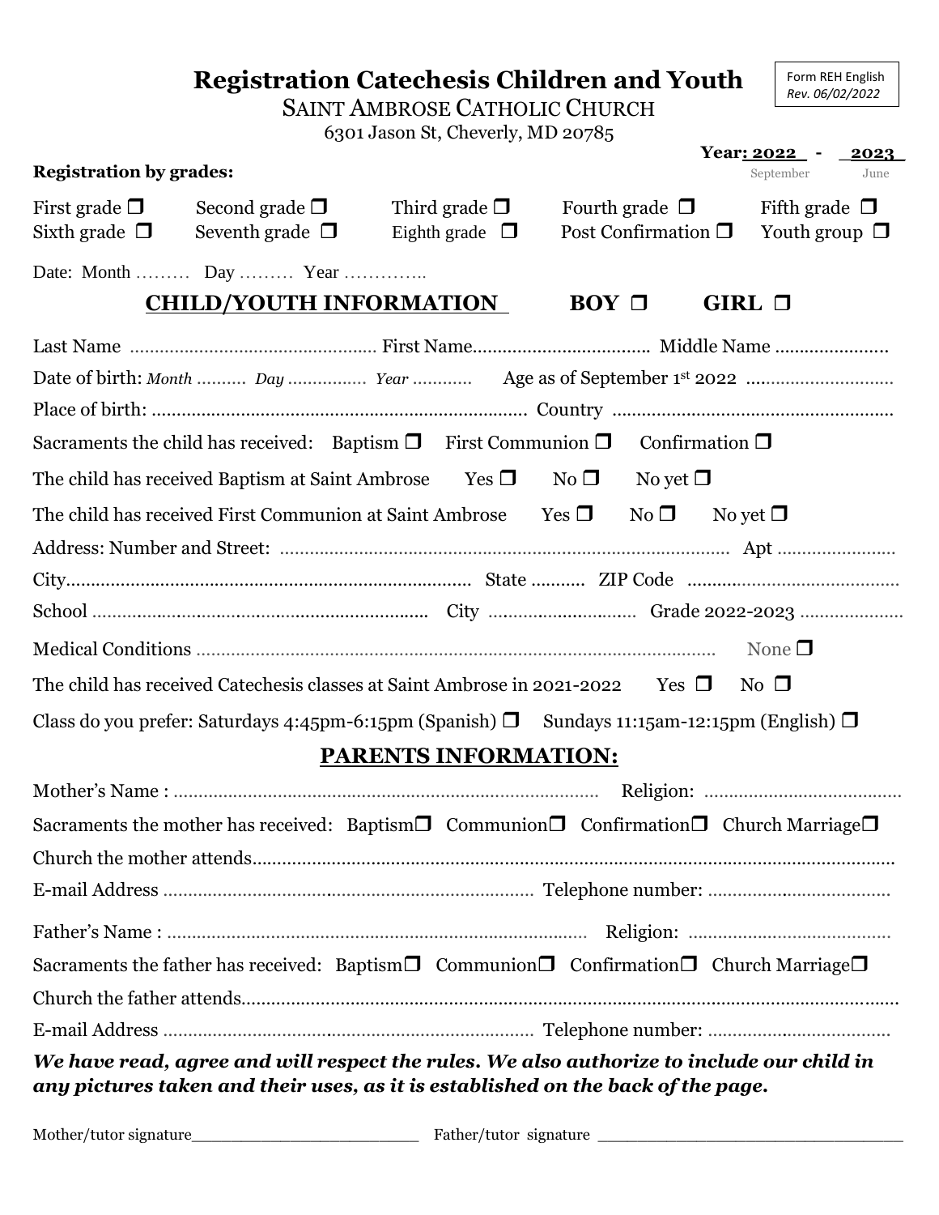# Registration Catechesis Children and Youth

SAINT AMBROSE CATHOLIC CHURCH

6301 Jason St, Cheverly, MD 20785

Form REH English
*Rev. 06/02/2022*

**Year: 2022 - 2023**
September June

**Registration by grades:**

First grade ❒ Second grade ❒ Third grade ❒ Fourth grade ❒ Fifth grade ❒
Sixth grade ❒ Seventh grade ❒ Eighth grade ❒ Post Confirmation ❒ Youth group ❒

Date: Month ……… Day ……… Year …………..

## CHILD/YOUTH INFORMATION BOY ❒ GIRL ❒

Last Name ………………………………………… First Name……………………………. Middle Name …………………

Date of birth: *Month* ………. *Day* ……………. *Year* ………… Age as of September 1st 2022 …………………………

Place of birth: ……………………………………………………………… Country …………………………………………

Sacraments the child has received: Baptism ❒ First Communion ❒ Confirmation ❒

The child has received Baptism at Saint Ambrose Yes ❒ No ❒ No yet ❒

The child has received First Communion at Saint Ambrose Yes ❒ No ❒ No yet ❒

Address: Number and Street: ……………………………………………………………………… Apt ……………………

City…………………………………………………………………… State ……….. ZIP Code ……………………………………

School ………………………………………………………… City ………………………… Grade 2022-2023 …………………

Medical Conditions ……………………………………………………………………………………… None ❒

The child has received Catechesis classes at Saint Ambrose in 2021-2022 Yes ❒ No ❒

Class do you prefer: Saturdays 4:45pm-6:15pm (Spanish) ❒ Sundays 11:15am-12:15pm (English) ❒

## PARENTS INFORMATION:

Mother's Name : ………………………………………………………………………… Religion: …………………………………

Sacraments the mother has received: Baptism❒ Communion❒ Confirmation❒ Church Marriage❒

Church the mother attends………………………………………………………………………………………………………

E-mail Address …………………………………………………………… Telephone number: ………………………………

Father's Name : ………………………………………………………………………… Religion: …………………………………

Sacraments the father has received: Baptism❒ Communion❒ Confirmation❒ Church Marriage❒

Church the father attends………………………………………………………………………………………………………

E-mail Address …………………………………………………………… Telephone number: ………………………………

***We have read, agree and will respect the rules. We also authorize to include our child in any pictures taken and their uses, as it is established on the back of the page.***

Mother/tutor signature________________________ Father/tutor signature ______________________________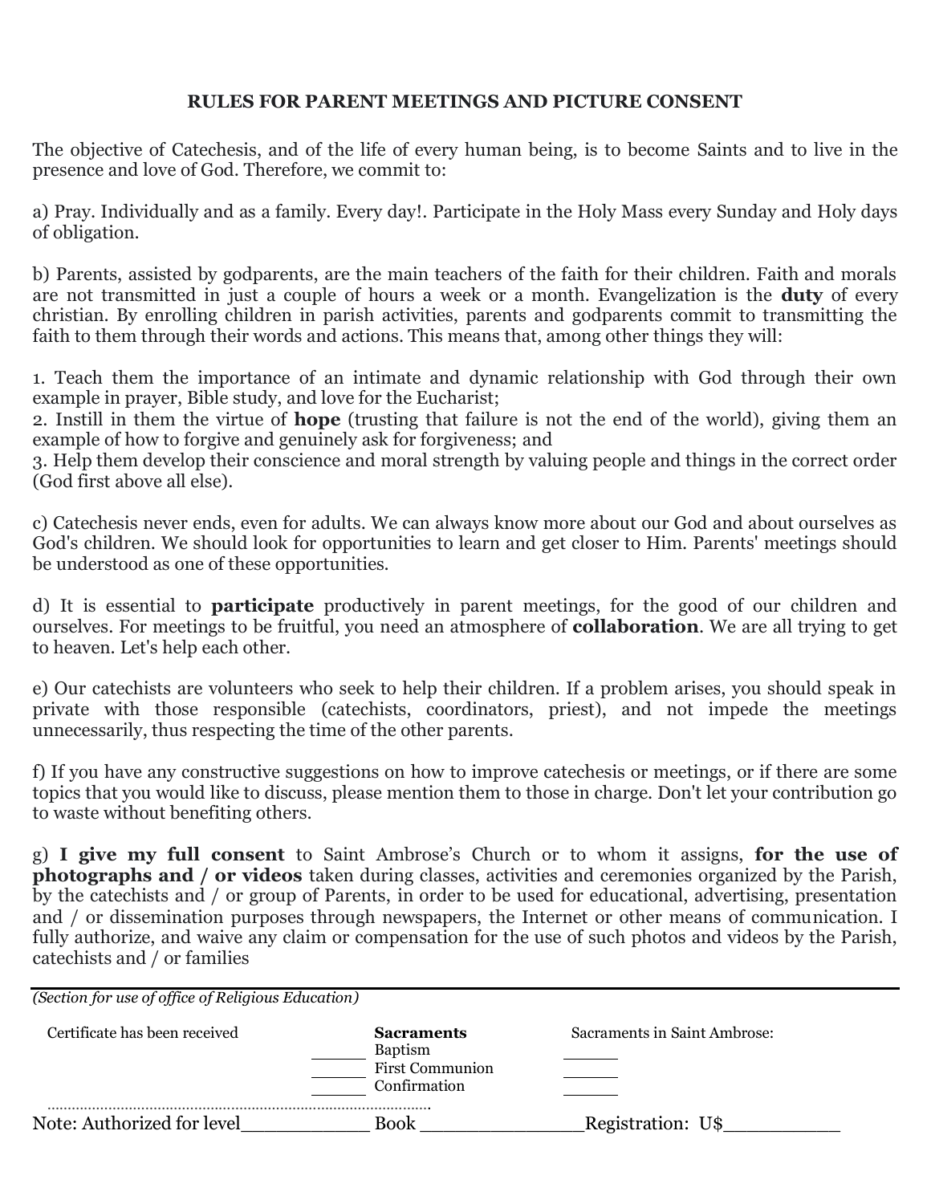## RULES FOR PARENT MEETINGS AND PICTURE CONSENT

The objective of Catechesis, and of the life of every human being, is to become Saints and to live in the presence and love of God. Therefore, we commit to:

a) Pray. Individually and as a family. Every day!. Participate in the Holy Mass every Sunday and Holy days of obligation.

b) Parents, assisted by godparents, are the main teachers of the faith for their children. Faith and morals are not transmitted in just a couple of hours a week or a month. Evangelization is the **duty** of every christian. By enrolling children in parish activities, parents and godparents commit to transmitting the faith to them through their words and actions. This means that, among other things they will:

1. Teach them the importance of an intimate and dynamic relationship with God through their own example in prayer, Bible study, and love for the Eucharist;
2. Instill in them the virtue of **hope** (trusting that failure is not the end of the world), giving them an example of how to forgive and genuinely ask for forgiveness; and
3. Help them develop their conscience and moral strength by valuing people and things in the correct order (God first above all else).

c) Catechesis never ends, even for adults. We can always know more about our God and about ourselves as God's children. We should look for opportunities to learn and get closer to Him. Parents' meetings should be understood as one of these opportunities.

d) It is essential to **participate** productively in parent meetings, for the good of our children and ourselves. For meetings to be fruitful, you need an atmosphere of **collaboration**. We are all trying to get to heaven. Let's help each other.

e) Our catechists are volunteers who seek to help their children. If a problem arises, you should speak in private with those responsible (catechists, coordinators, priest), and not impede the meetings unnecessarily, thus respecting the time of the other parents.

f) If you have any constructive suggestions on how to improve catechesis or meetings, or if there are some topics that you would like to discuss, please mention them to those in charge. Don't let your contribution go to waste without benefiting others.

g) **I give my full consent** to Saint Ambrose's Church or to whom it assigns, **for the use of photographs and / or videos** taken during classes, activities and ceremonies organized by the Parish, by the catechists and / or group of Parents, in order to be used for educational, advertising, presentation and / or dissemination purposes through newspapers, the Internet or other means of communication. I fully authorize, and waive any claim or compensation for the use of such photos and videos by the Parish, catechists and / or families

---

*(Section for use of office of Religious Education)*

| Certificate has been received | | Sacraments | Sacraments in Saint Ambrose: |
|---|---|---|---|
| | ______ | Baptism | ______ |
| | ______ | First Communion | ______ |
| | ______ | Confirmation | ______ |

..........................................................................................

Note: Authorized for level____________ Book _______________Registration: U$___________